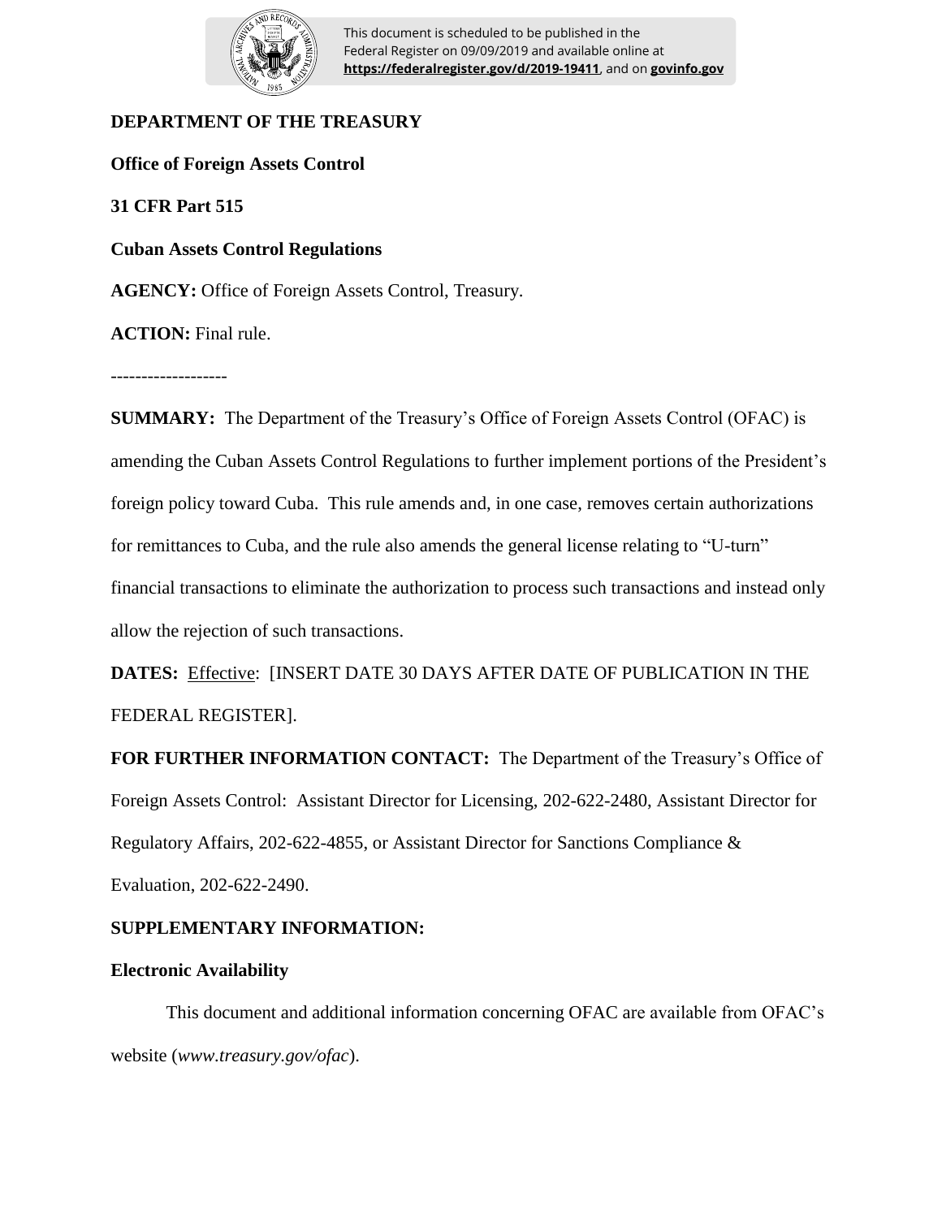This document is scheduled to be published in the Federal Register on 09/09/2019 and available online at **https://federalregister.gov/d/2019-19411**, and on **govinfo.gov**

**DEPARTMENT OF THE TREASURY**

**Office of Foreign Assets Control**

**31 CFR Part 515**

**Cuban Assets Control Regulations**

**AGENCY:** Office of Foreign Assets Control, Treasury.

**ACTION:** Final rule.

-------------------

**SUMMARY:** The Department of the Treasury's Office of Foreign Assets Control (OFAC) is amending the Cuban Assets Control Regulations to further implement portions of the President's foreign policy toward Cuba. This rule amends and, in one case, removes certain authorizations for remittances to Cuba, and the rule also amends the general license relating to "U-turn" financial transactions to eliminate the authorization to process such transactions and instead only allow the rejection of such transactions.

**DATES:** Effective: [INSERT DATE 30 DAYS AFTER DATE OF PUBLICATION IN THE FEDERAL REGISTER].

**FOR FURTHER INFORMATION CONTACT:** The Department of the Treasury's Office of Foreign Assets Control: Assistant Director for Licensing, 202-622-2480, Assistant Director for Regulatory Affairs, 202-622-4855, or Assistant Director for Sanctions Compliance & Evaluation, 202-622-2490.

**SUPPLEMENTARY INFORMATION:**

**Electronic Availability**

This document and additional information concerning OFAC are available from OFAC's website (*www.treasury.gov/ofac*).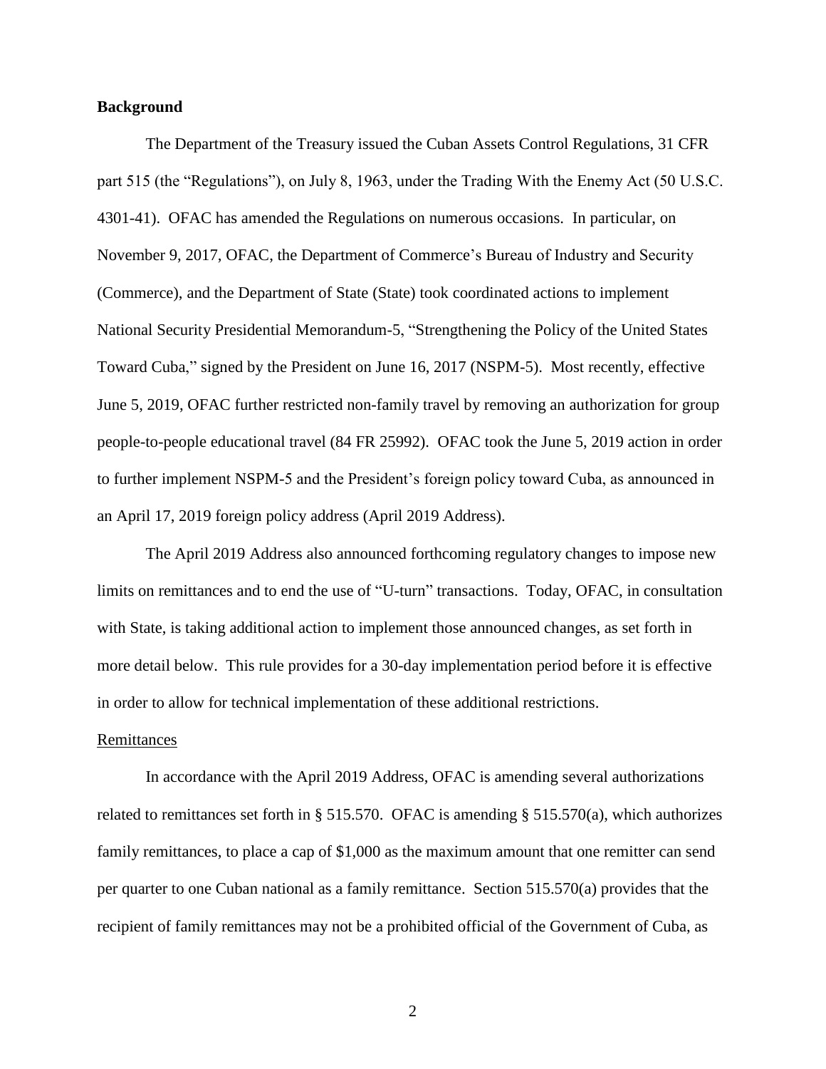## Background

The Department of the Treasury issued the Cuban Assets Control Regulations, 31 CFR part 515 (the "Regulations"), on July 8, 1963, under the Trading With the Enemy Act (50 U.S.C. 4301-41). OFAC has amended the Regulations on numerous occasions. In particular, on November 9, 2017, OFAC, the Department of Commerce's Bureau of Industry and Security (Commerce), and the Department of State (State) took coordinated actions to implement National Security Presidential Memorandum-5, "Strengthening the Policy of the United States Toward Cuba," signed by the President on June 16, 2017 (NSPM-5). Most recently, effective June 5, 2019, OFAC further restricted non-family travel by removing an authorization for group people-to-people educational travel (84 FR 25992). OFAC took the June 5, 2019 action in order to further implement NSPM-5 and the President's foreign policy toward Cuba, as announced in an April 17, 2019 foreign policy address (April 2019 Address).

The April 2019 Address also announced forthcoming regulatory changes to impose new limits on remittances and to end the use of "U-turn" transactions. Today, OFAC, in consultation with State, is taking additional action to implement those announced changes, as set forth in more detail below. This rule provides for a 30-day implementation period before it is effective in order to allow for technical implementation of these additional restrictions.

### Remittances

In accordance with the April 2019 Address, OFAC is amending several authorizations related to remittances set forth in § 515.570. OFAC is amending § 515.570(a), which authorizes family remittances, to place a cap of $1,000 as the maximum amount that one remitter can send per quarter to one Cuban national as a family remittance. Section 515.570(a) provides that the recipient of family remittances may not be a prohibited official of the Government of Cuba, as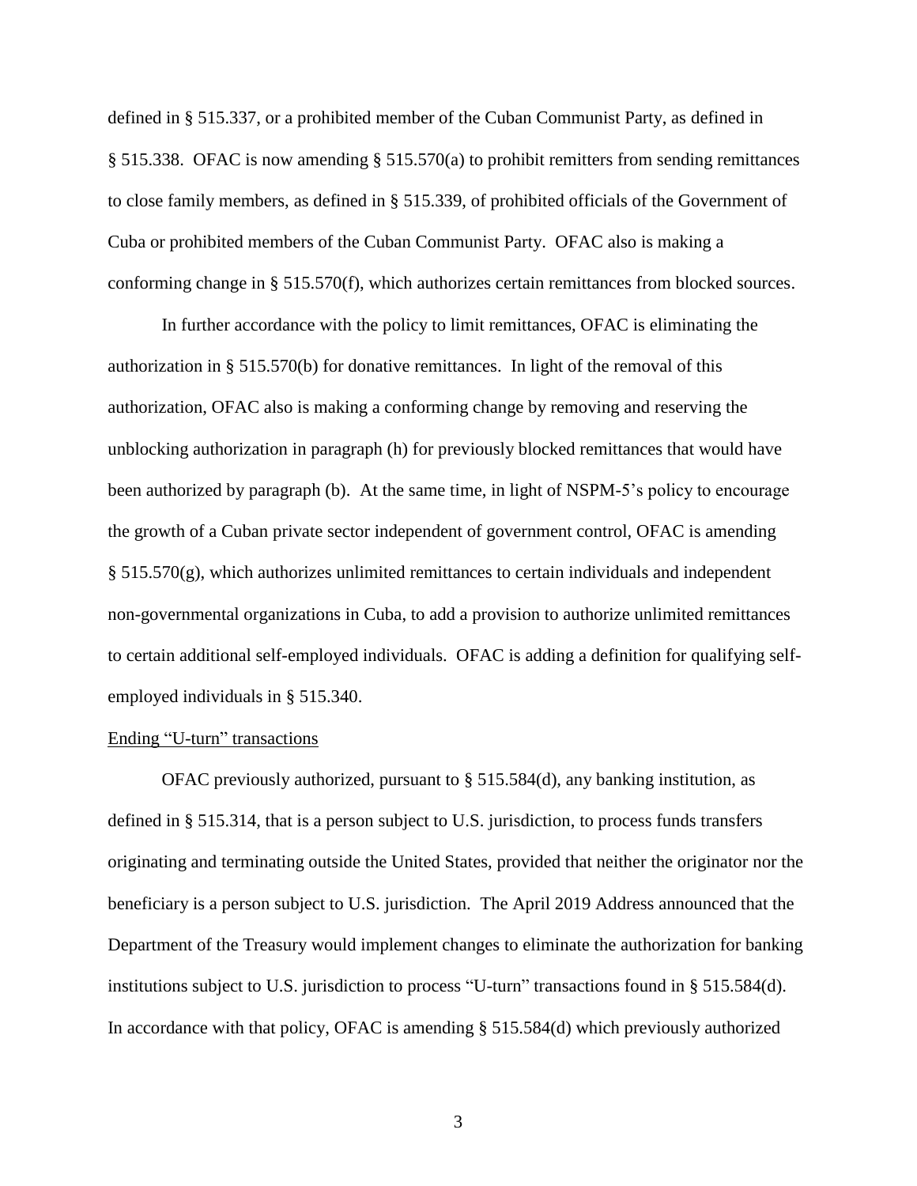defined in § 515.337, or a prohibited member of the Cuban Communist Party, as defined in § 515.338. OFAC is now amending § 515.570(a) to prohibit remitters from sending remittances to close family members, as defined in § 515.339, of prohibited officials of the Government of Cuba or prohibited members of the Cuban Communist Party. OFAC also is making a conforming change in § 515.570(f), which authorizes certain remittances from blocked sources.

In further accordance with the policy to limit remittances, OFAC is eliminating the authorization in § 515.570(b) for donative remittances. In light of the removal of this authorization, OFAC also is making a conforming change by removing and reserving the unblocking authorization in paragraph (h) for previously blocked remittances that would have been authorized by paragraph (b). At the same time, in light of NSPM-5's policy to encourage the growth of a Cuban private sector independent of government control, OFAC is amending § 515.570(g), which authorizes unlimited remittances to certain individuals and independent non-governmental organizations in Cuba, to add a provision to authorize unlimited remittances to certain additional self-employed individuals. OFAC is adding a definition for qualifying self-employed individuals in § 515.340.

Ending "U-turn" transactions

OFAC previously authorized, pursuant to § 515.584(d), any banking institution, as defined in § 515.314, that is a person subject to U.S. jurisdiction, to process funds transfers originating and terminating outside the United States, provided that neither the originator nor the beneficiary is a person subject to U.S. jurisdiction. The April 2019 Address announced that the Department of the Treasury would implement changes to eliminate the authorization for banking institutions subject to U.S. jurisdiction to process "U-turn" transactions found in § 515.584(d). In accordance with that policy, OFAC is amending § 515.584(d) which previously authorized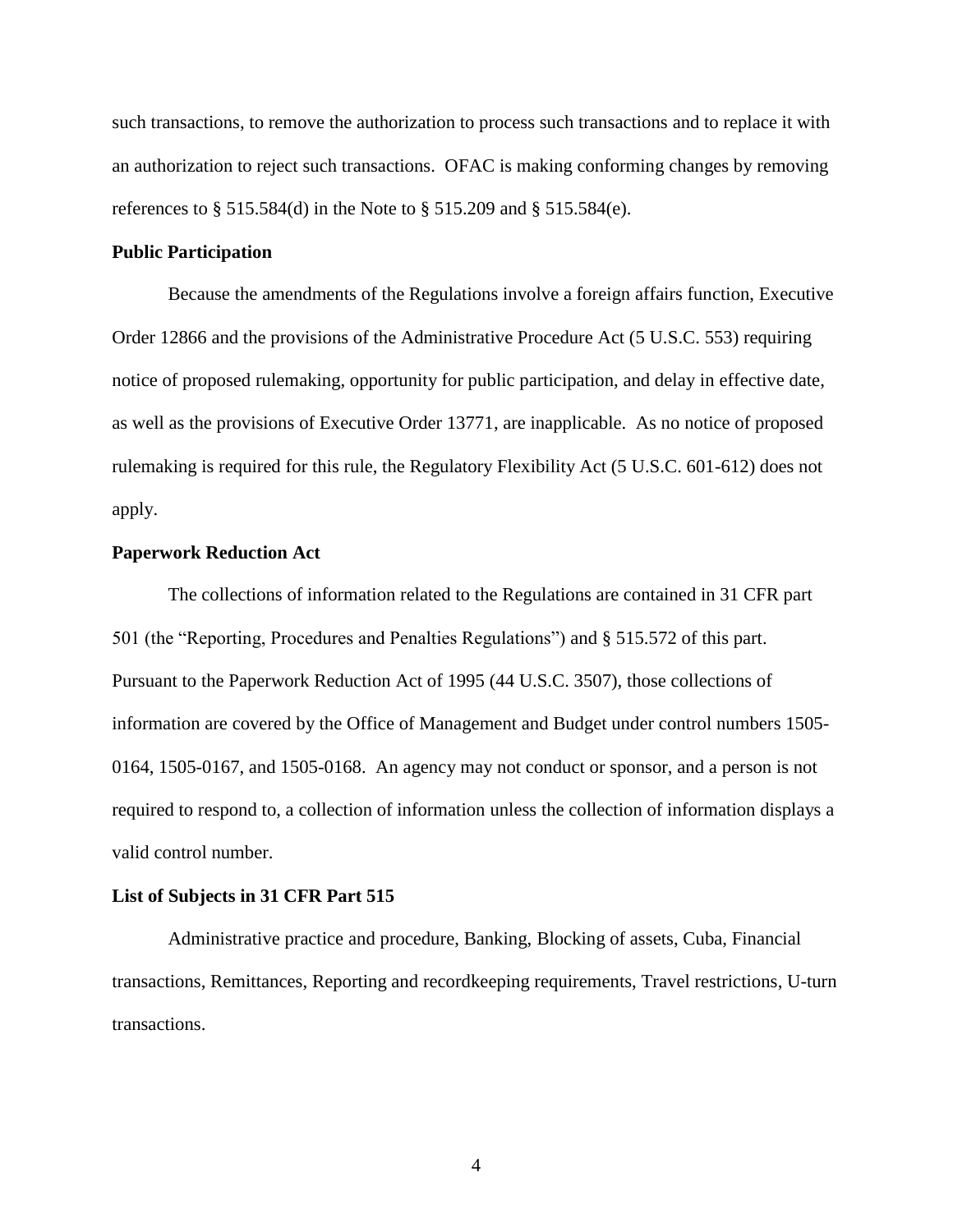such transactions, to remove the authorization to process such transactions and to replace it with an authorization to reject such transactions. OFAC is making conforming changes by removing references to § 515.584(d) in the Note to § 515.209 and § 515.584(e).

**Public Participation**

Because the amendments of the Regulations involve a foreign affairs function, Executive Order 12866 and the provisions of the Administrative Procedure Act (5 U.S.C. 553) requiring notice of proposed rulemaking, opportunity for public participation, and delay in effective date, as well as the provisions of Executive Order 13771, are inapplicable. As no notice of proposed rulemaking is required for this rule, the Regulatory Flexibility Act (5 U.S.C. 601-612) does not apply.

**Paperwork Reduction Act**

The collections of information related to the Regulations are contained in 31 CFR part 501 (the "Reporting, Procedures and Penalties Regulations") and § 515.572 of this part. Pursuant to the Paperwork Reduction Act of 1995 (44 U.S.C. 3507), those collections of information are covered by the Office of Management and Budget under control numbers 1505-0164, 1505-0167, and 1505-0168. An agency may not conduct or sponsor, and a person is not required to respond to, a collection of information unless the collection of information displays a valid control number.

**List of Subjects in 31 CFR Part 515**

Administrative practice and procedure, Banking, Blocking of assets, Cuba, Financial transactions, Remittances, Reporting and recordkeeping requirements, Travel restrictions, U-turn transactions.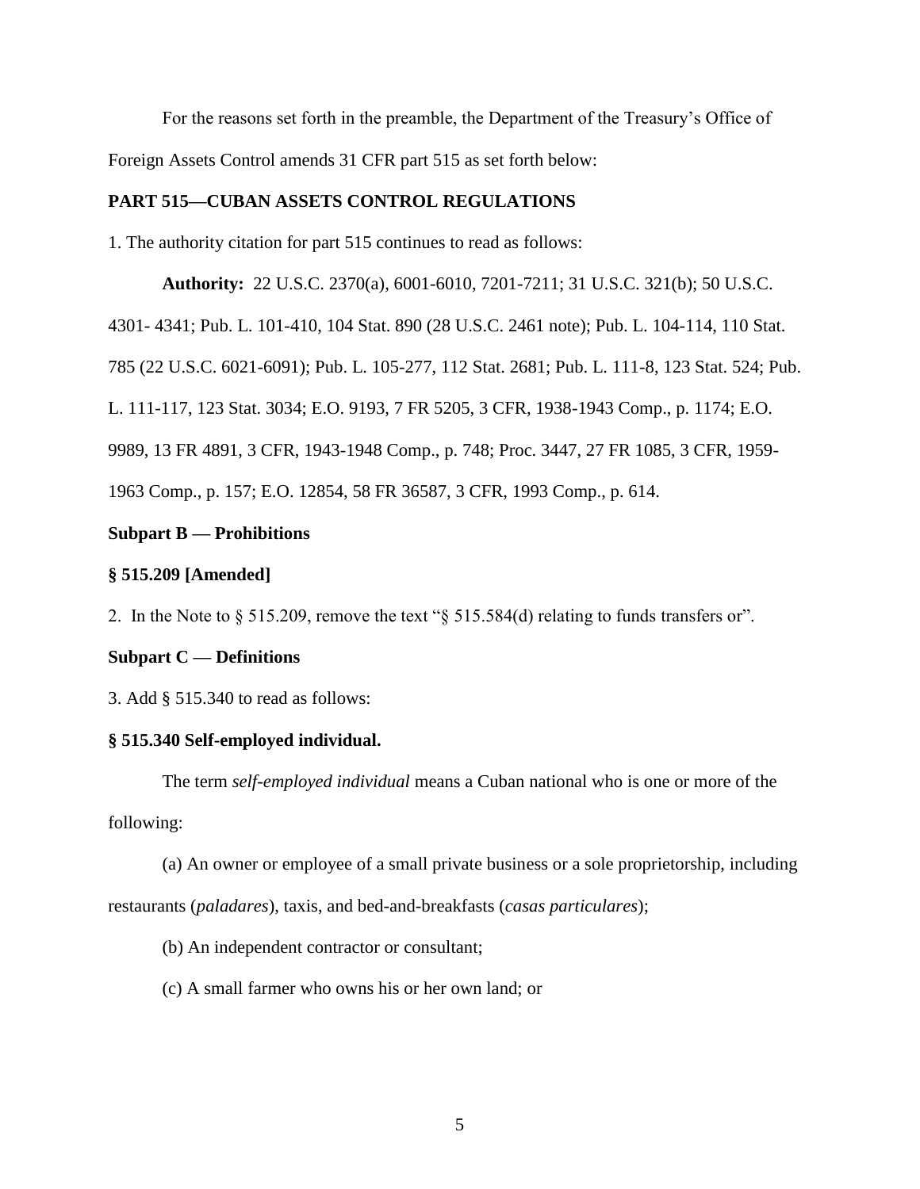For the reasons set forth in the preamble, the Department of the Treasury's Office of Foreign Assets Control amends 31 CFR part 515 as set forth below:

**PART 515—CUBAN ASSETS CONTROL REGULATIONS**

1. The authority citation for part 515 continues to read as follows:

**Authority:** 22 U.S.C. 2370(a), 6001-6010, 7201-7211; 31 U.S.C. 321(b); 50 U.S.C. 4301- 4341; Pub. L. 101-410, 104 Stat. 890 (28 U.S.C. 2461 note); Pub. L. 104-114, 110 Stat. 785 (22 U.S.C. 6021-6091); Pub. L. 105-277, 112 Stat. 2681; Pub. L. 111-8, 123 Stat. 524; Pub. L. 111-117, 123 Stat. 3034; E.O. 9193, 7 FR 5205, 3 CFR, 1938-1943 Comp., p. 1174; E.O. 9989, 13 FR 4891, 3 CFR, 1943-1948 Comp., p. 748; Proc. 3447, 27 FR 1085, 3 CFR, 1959-1963 Comp., p. 157; E.O. 12854, 58 FR 36587, 3 CFR, 1993 Comp., p. 614.

**Subpart B — Prohibitions**

**§ 515.209 [Amended]**

2. In the Note to § 515.209, remove the text "§ 515.584(d) relating to funds transfers or".

**Subpart C — Definitions**

3. Add § 515.340 to read as follows:

**§ 515.340 Self-employed individual.**

The term *self-employed individual* means a Cuban national who is one or more of the following:

(a) An owner or employee of a small private business or a sole proprietorship, including restaurants (*paladares*), taxis, and bed-and-breakfasts (*casas particulares*);

(b) An independent contractor or consultant;

(c) A small farmer who owns his or her own land; or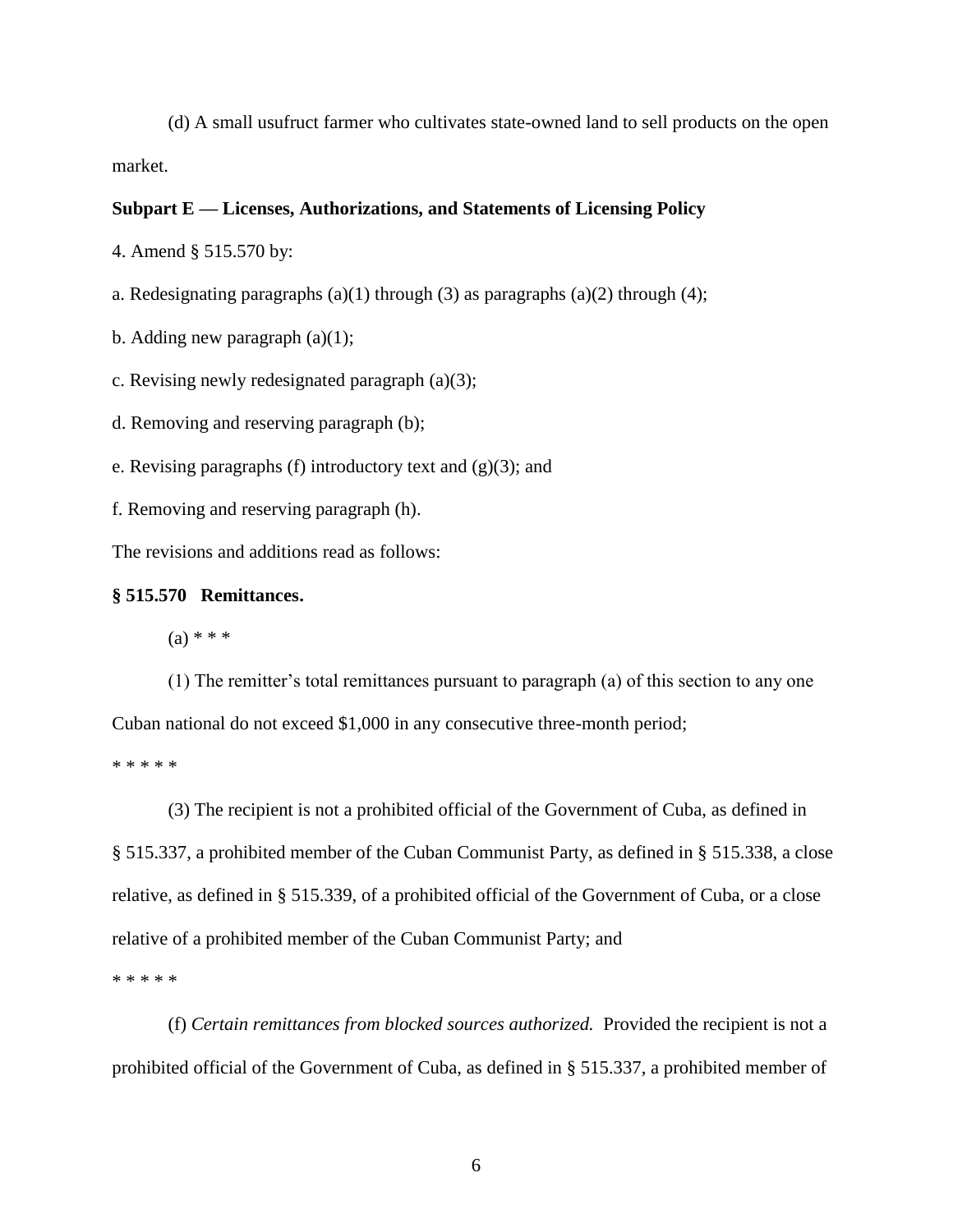(d) A small usufruct farmer who cultivates state-owned land to sell products on the open market.

**Subpart E — Licenses, Authorizations, and Statements of Licensing Policy**

4. Amend § 515.570 by:

a. Redesignating paragraphs (a)(1) through (3) as paragraphs (a)(2) through (4);

b. Adding new paragraph (a)(1);

c. Revising newly redesignated paragraph (a)(3);

d. Removing and reserving paragraph (b);

e. Revising paragraphs (f) introductory text and (g)(3); and

f. Removing and reserving paragraph (h).

The revisions and additions read as follows:

**§ 515.570 Remittances.**

(a) * * *

(1) The remitter's total remittances pursuant to paragraph (a) of this section to any one Cuban national do not exceed $1,000 in any consecutive three-month period;

* * * * *

(3) The recipient is not a prohibited official of the Government of Cuba, as defined in § 515.337, a prohibited member of the Cuban Communist Party, as defined in § 515.338, a close relative, as defined in § 515.339, of a prohibited official of the Government of Cuba, or a close relative of a prohibited member of the Cuban Communist Party; and

* * * * *

(f) *Certain remittances from blocked sources authorized.* Provided the recipient is not a prohibited official of the Government of Cuba, as defined in § 515.337, a prohibited member of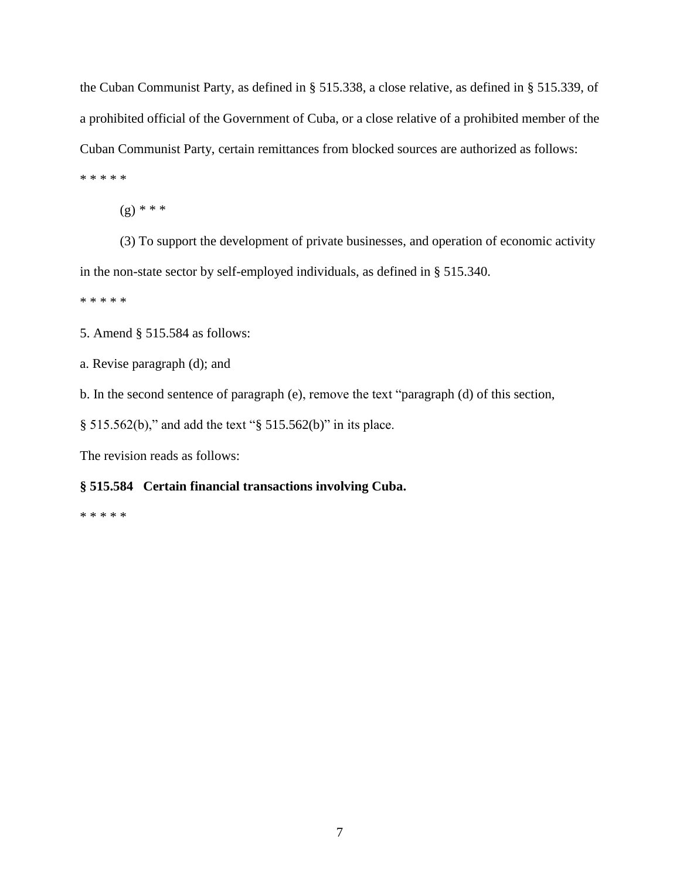the Cuban Communist Party, as defined in § 515.338, a close relative, as defined in § 515.339, of a prohibited official of the Government of Cuba, or a close relative of a prohibited member of the Cuban Communist Party, certain remittances from blocked sources are authorized as follows:

* * * * *

(g) * * *

(3) To support the development of private businesses, and operation of economic activity in the non-state sector by self-employed individuals, as defined in § 515.340.

* * * * *

5. Amend § 515.584 as follows:

a. Revise paragraph (d); and

b. In the second sentence of paragraph (e), remove the text "paragraph (d) of this section, § 515.562(b)," and add the text "§ 515.562(b)" in its place.

The revision reads as follows:

**§ 515.584 Certain financial transactions involving Cuba.**

* * * * *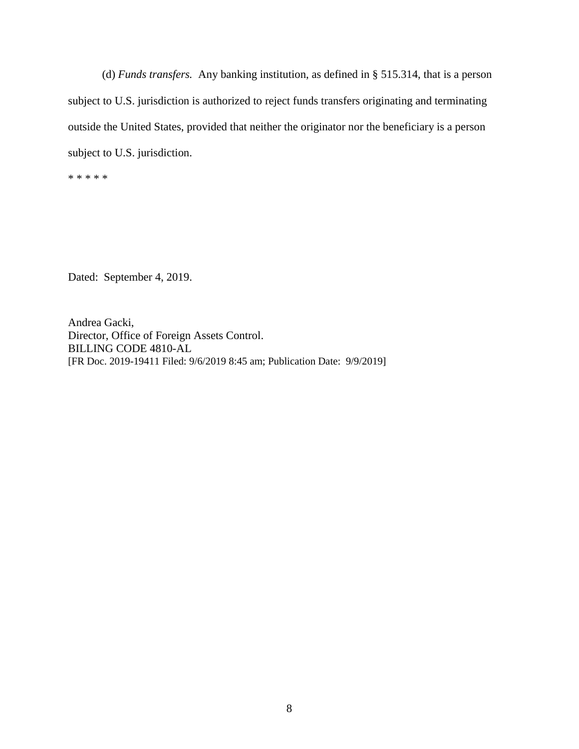(d) *Funds transfers.* Any banking institution, as defined in § 515.314, that is a person subject to U.S. jurisdiction is authorized to reject funds transfers originating and terminating outside the United States, provided that neither the originator nor the beneficiary is a person subject to U.S. jurisdiction.

* * * * *

Dated: September 4, 2019.

Andrea Gacki,
Director, Office of Foreign Assets Control.
BILLING CODE 4810-AL
[FR Doc. 2019-19411 Filed: 9/6/2019 8:45 am; Publication Date: 9/9/2019]